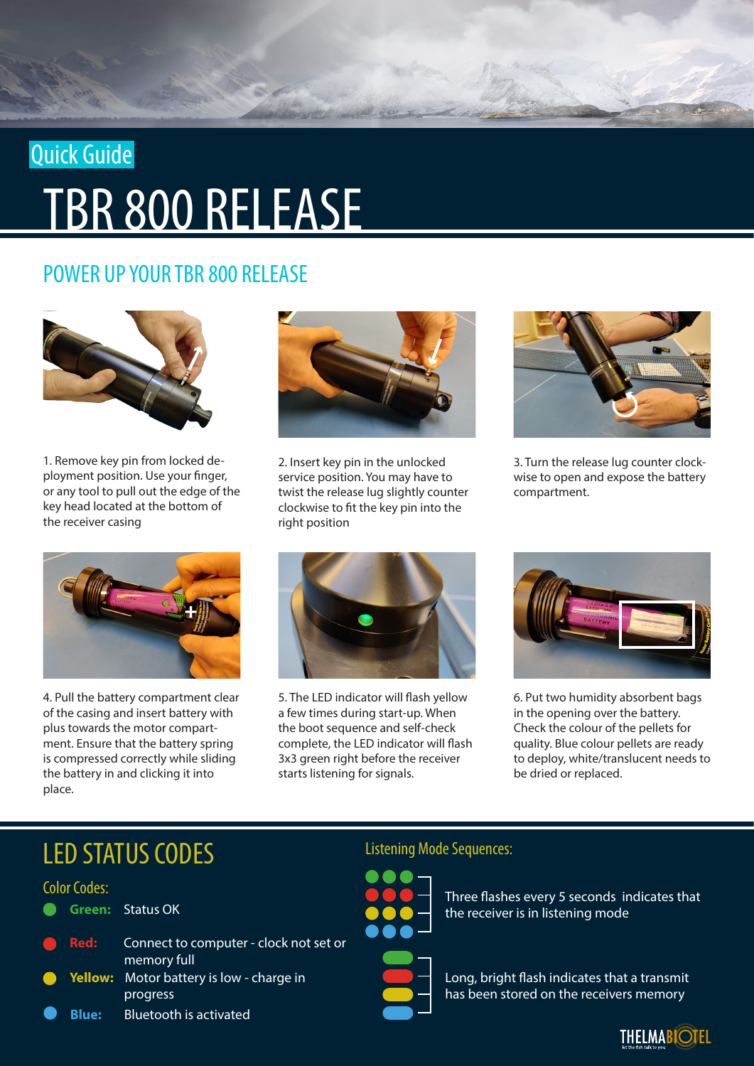Quick Guide

# TBR 800 RELEASE

## POWER UP YOUR TBR 800 RELEASE

1. Remove key pin from locked deployment position. Use your finger, or any tool to pull out the edge of the key head located at the bottom of the receiver casing

2. Insert key pin in the unlocked service position. You may have to twist the release lug slightly counter clockwise to fit the key pin into the right position

3. Turn the release lug counter clockwise to open and expose the battery compartment.

4. Pull the battery compartment clear of the casing and insert battery with plus towards the motor compartment. Ensure that the battery spring is compressed correctly while sliding the battery in and clicking it into place.

5. The LED indicator will flash yellow a few times during start-up. When the boot sequence and self-check complete, the LED indicator will flash 3x3 green right before the receiver starts listening for signals.

6. Put two humidity absorbent bags in the opening over the battery. Check the colour of the pellets for quality. Blue colour pellets are ready to deploy, white/translucent needs to be dried or replaced.

## LED STATUS CODES

### Color Codes:

- **Green:** Status OK
- **Red:** Connect to computer - clock not set or memory full
- **Yellow:** Motor battery is low - charge in progress
- **Blue:** Bluetooth is activated

### Listening Mode Sequences:

Three flashes every 5 seconds indicates that the receiver is in listening mode

Long, bright flash indicates that a transmit has been stored on the receivers memory

THELMA BIOTEL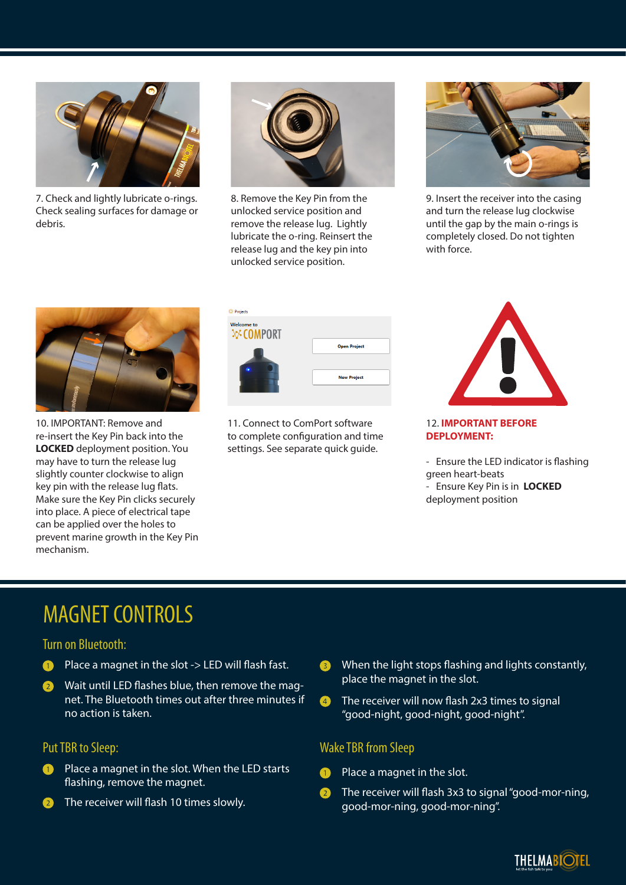7. Check and lightly lubricate o-rings. Check sealing surfaces for damage or debris.

8. Remove the Key Pin from the unlocked service position and remove the release lug. Lightly lubricate the o-ring. Reinsert the release lug and the key pin into unlocked service position.

9. Insert the receiver into the casing and turn the release lug clockwise until the gap by the main o-rings is completely closed. Do not tighten with force.

10. IMPORTANT: Remove and re-insert the Key Pin back into the **LOCKED** deployment position. You may have to turn the release lug slightly counter clockwise to align key pin with the release lug flats. Make sure the Key Pin clicks securely into place. A piece of electrical tape can be applied over the holes to prevent marine growth in the Key Pin mechanism.

11. Connect to ComPort software to complete configuration and time settings. See separate quick guide.

12. **IMPORTANT BEFORE DEPLOYMENT:**

- Ensure the LED indicator is flashing green heart-beats
- Ensure Key Pin is in **LOCKED** deployment position

# MAGNET CONTROLS

## Turn on Bluetooth:

1. Place a magnet in the slot -> LED will flash fast.
2. Wait until LED flashes blue, then remove the magnet. The Bluetooth times out after three minutes if no action is taken.
3. When the light stops flashing and lights constantly, place the magnet in the slot.
4. The receiver will now flash 2x3 times to signal "good-night, good-night, good-night".

## Put TBR to Sleep:

1. Place a magnet in the slot. When the LED starts flashing, remove the magnet.
2. The receiver will flash 10 times slowly.

## Wake TBR from Sleep

1. Place a magnet in the slot.
2. The receiver will flash 3x3 to signal "good-mor-ning, good-mor-ning, good-mor-ning".